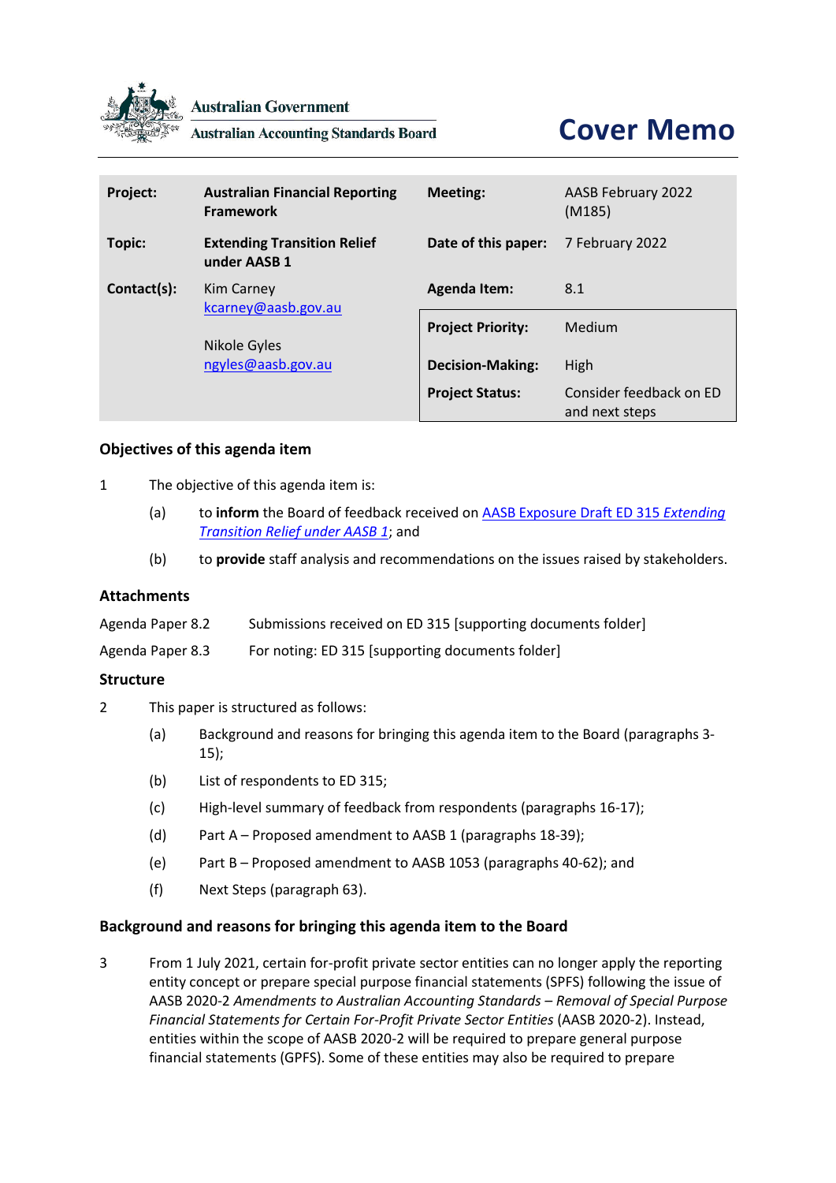Australian Government

Australian Accounting Standards Board

# Cover Memo

| | | | |
|---|---|---|---|
| **Project:** | **Australian Financial Reporting Framework** | **Meeting:** | AASB February 2022 (M185) |
| **Topic:** | **Extending Transition Relief under AASB 1** | **Date of this paper:** | 7 February 2022 |
| **Contact(s):** | Kim Carney kcarney@aasb.gov.au<br><br>Nikole Gyles ngyles@aasb.gov.au | **Agenda Item:** | 8.1 |
| | | **Project Priority:** | Medium |
| | | **Decision-Making:** | High |
| | | **Project Status:** | Consider feedback on ED and next steps |

## Objectives of this agenda item

1 The objective of this agenda item is:

(a) to **inform** the Board of feedback received on AASB Exposure Draft ED 315 *Extending Transition Relief under AASB 1*; and

(b) to **provide** staff analysis and recommendations on the issues raised by stakeholders.

## Attachments

Agenda Paper 8.2 Submissions received on ED 315 [supporting documents folder]

Agenda Paper 8.3 For noting: ED 315 [supporting documents folder]

## Structure

2 This paper is structured as follows:

(a) Background and reasons for bringing this agenda item to the Board (paragraphs 3-15);

(b) List of respondents to ED 315;

(c) High-level summary of feedback from respondents (paragraphs 16-17);

(d) Part A – Proposed amendment to AASB 1 (paragraphs 18-39);

(e) Part B – Proposed amendment to AASB 1053 (paragraphs 40-62); and

(f) Next Steps (paragraph 63).

## Background and reasons for bringing this agenda item to the Board

3 From 1 July 2021, certain for-profit private sector entities can no longer apply the reporting entity concept or prepare special purpose financial statements (SPFS) following the issue of AASB 2020-2 *Amendments to Australian Accounting Standards – Removal of Special Purpose Financial Statements for Certain For-Profit Private Sector Entities* (AASB 2020-2). Instead, entities within the scope of AASB 2020-2 will be required to prepare general purpose financial statements (GPFS). Some of these entities may also be required to prepare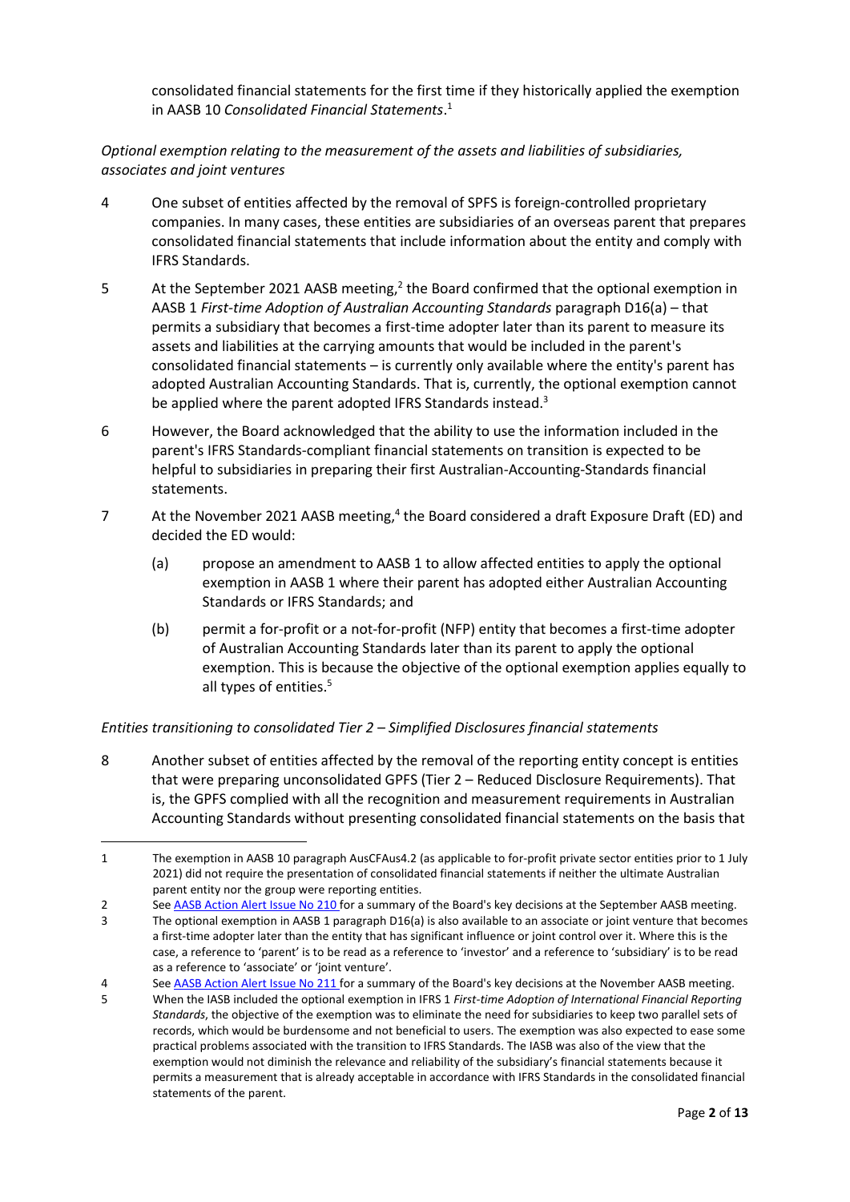consolidated financial statements for the first time if they historically applied the exemption in AASB 10 *Consolidated Financial Statements*.[1]

*Optional exemption relating to the measurement of the assets and liabilities of subsidiaries, associates and joint ventures*

4 One subset of entities affected by the removal of SPFS is foreign-controlled proprietary companies. In many cases, these entities are subsidiaries of an overseas parent that prepares consolidated financial statements that include information about the entity and comply with IFRS Standards.

5 At the September 2021 AASB meeting,[2] the Board confirmed that the optional exemption in AASB 1 *First-time Adoption of Australian Accounting Standards* paragraph D16(a) – that permits a subsidiary that becomes a first-time adopter later than its parent to measure its assets and liabilities at the carrying amounts that would be included in the parent's consolidated financial statements – is currently only available where the entity's parent has adopted Australian Accounting Standards. That is, currently, the optional exemption cannot be applied where the parent adopted IFRS Standards instead.[3]

6 However, the Board acknowledged that the ability to use the information included in the parent's IFRS Standards-compliant financial statements on transition is expected to be helpful to subsidiaries in preparing their first Australian-Accounting-Standards financial statements.

7 At the November 2021 AASB meeting,[4] the Board considered a draft Exposure Draft (ED) and decided the ED would:

(a) propose an amendment to AASB 1 to allow affected entities to apply the optional exemption in AASB 1 where their parent has adopted either Australian Accounting Standards or IFRS Standards; and

(b) permit a for-profit or a not-for-profit (NFP) entity that becomes a first-time adopter of Australian Accounting Standards later than its parent to apply the optional exemption. This is because the objective of the optional exemption applies equally to all types of entities.[5]

*Entities transitioning to consolidated Tier 2 – Simplified Disclosures financial statements*

8 Another subset of entities affected by the removal of the reporting entity concept is entities that were preparing unconsolidated GPFS (Tier 2 – Reduced Disclosure Requirements). That is, the GPFS complied with all the recognition and measurement requirements in Australian Accounting Standards without presenting consolidated financial statements on the basis that

---

1 The exemption in AASB 10 paragraph AusCFAus4.2 (as applicable to for-profit private sector entities prior to 1 July 2021) did not require the presentation of consolidated financial statements if neither the ultimate Australian parent entity nor the group were reporting entities.

2 See AASB Action Alert Issue No 210 for a summary of the Board's key decisions at the September AASB meeting.

3 The optional exemption in AASB 1 paragraph D16(a) is also available to an associate or joint venture that becomes a first-time adopter later than the entity that has significant influence or joint control over it. Where this is the case, a reference to 'parent' is to be read as a reference to 'investor' and a reference to 'subsidiary' is to be read as a reference to 'associate' or 'joint venture'.

4 See AASB Action Alert Issue No 211 for a summary of the Board's key decisions at the November AASB meeting.

5 When the IASB included the optional exemption in IFRS 1 *First-time Adoption of International Financial Reporting Standards*, the objective of the exemption was to eliminate the need for subsidiaries to keep two parallel sets of records, which would be burdensome and not beneficial to users. The exemption was also expected to ease some practical problems associated with the transition to IFRS Standards. The IASB was also of the view that the exemption would not diminish the relevance and reliability of the subsidiary's financial statements because it permits a measurement that is already acceptable in accordance with IFRS Standards in the consolidated financial statements of the parent.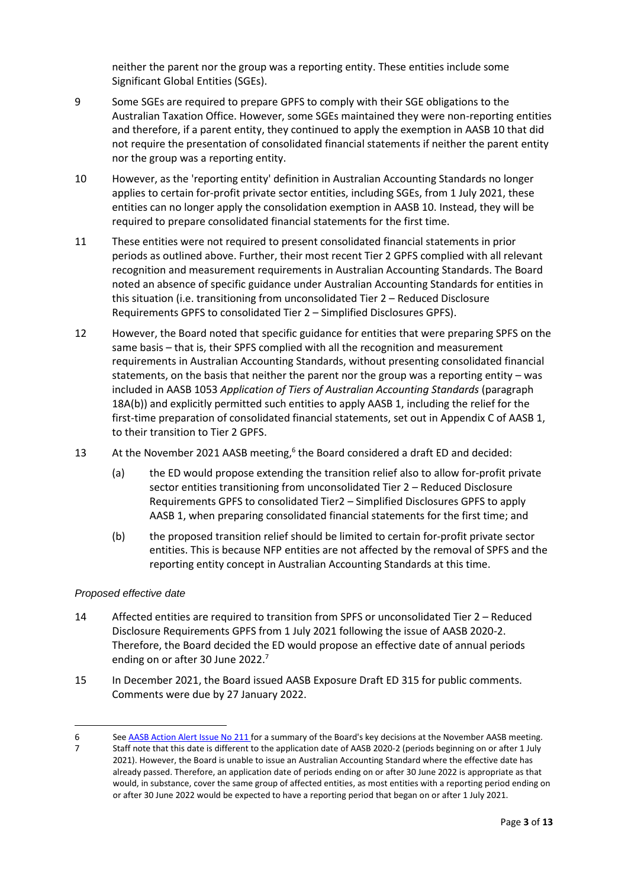neither the parent nor the group was a reporting entity. These entities include some Significant Global Entities (SGEs).

9 Some SGEs are required to prepare GPFS to comply with their SGE obligations to the Australian Taxation Office. However, some SGEs maintained they were non-reporting entities and therefore, if a parent entity, they continued to apply the exemption in AASB 10 that did not require the presentation of consolidated financial statements if neither the parent entity nor the group was a reporting entity.

10 However, as the 'reporting entity' definition in Australian Accounting Standards no longer applies to certain for-profit private sector entities, including SGEs, from 1 July 2021, these entities can no longer apply the consolidation exemption in AASB 10. Instead, they will be required to prepare consolidated financial statements for the first time.

11 These entities were not required to present consolidated financial statements in prior periods as outlined above. Further, their most recent Tier 2 GPFS complied with all relevant recognition and measurement requirements in Australian Accounting Standards. The Board noted an absence of specific guidance under Australian Accounting Standards for entities in this situation (i.e. transitioning from unconsolidated Tier 2 – Reduced Disclosure Requirements GPFS to consolidated Tier 2 – Simplified Disclosures GPFS).

12 However, the Board noted that specific guidance for entities that were preparing SPFS on the same basis – that is, their SPFS complied with all the recognition and measurement requirements in Australian Accounting Standards, without presenting consolidated financial statements, on the basis that neither the parent nor the group was a reporting entity – was included in AASB 1053 *Application of Tiers of Australian Accounting Standards* (paragraph 18A(b)) and explicitly permitted such entities to apply AASB 1, including the relief for the first-time preparation of consolidated financial statements, set out in Appendix C of AASB 1, to their transition to Tier 2 GPFS.

13 At the November 2021 AASB meeting,[6] the Board considered a draft ED and decided:

(a) the ED would propose extending the transition relief also to allow for-profit private sector entities transitioning from unconsolidated Tier 2 – Reduced Disclosure Requirements GPFS to consolidated Tier2 – Simplified Disclosures GPFS to apply AASB 1, when preparing consolidated financial statements for the first time; and

(b) the proposed transition relief should be limited to certain for-profit private sector entities. This is because NFP entities are not affected by the removal of SPFS and the reporting entity concept in Australian Accounting Standards at this time.

*Proposed effective date*

14 Affected entities are required to transition from SPFS or unconsolidated Tier 2 – Reduced Disclosure Requirements GPFS from 1 July 2021 following the issue of AASB 2020-2. Therefore, the Board decided the ED would propose an effective date of annual periods ending on or after 30 June 2022.[7]

15 In December 2021, the Board issued AASB Exposure Draft ED 315 for public comments. Comments were due by 27 January 2022.

---

6 See AASB Action Alert Issue No 211 for a summary of the Board's key decisions at the November AASB meeting.

7 Staff note that this date is different to the application date of AASB 2020-2 (periods beginning on or after 1 July 2021). However, the Board is unable to issue an Australian Accounting Standard where the effective date has already passed. Therefore, an application date of periods ending on or after 30 June 2022 is appropriate as that would, in substance, cover the same group of affected entities, as most entities with a reporting period ending on or after 30 June 2022 would be expected to have a reporting period that began on or after 1 July 2021.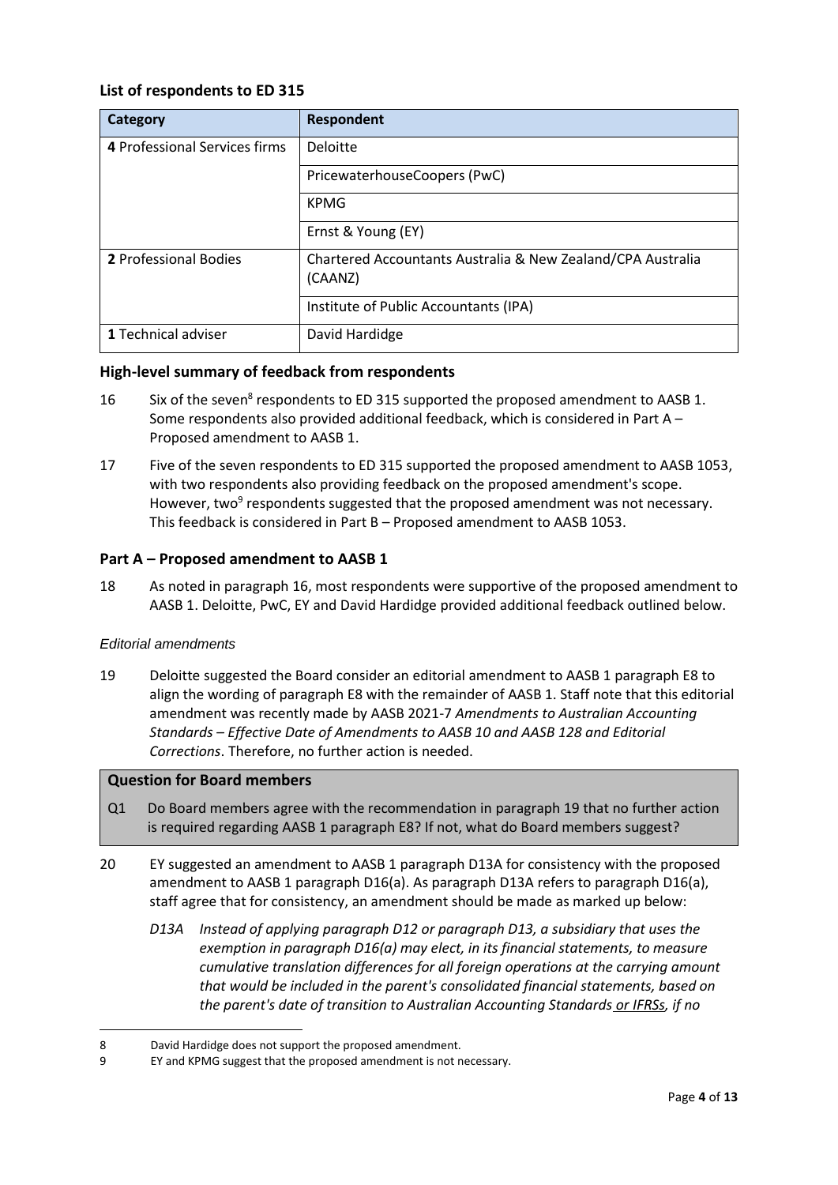### List of respondents to ED 315

| Category | Respondent |
|---|---|
| **4** Professional Services firms | Deloitte |
| | PricewaterhouseCoopers (PwC) |
| | KPMG |
| | Ernst & Young (EY) |
| **2** Professional Bodies | Chartered Accountants Australia & New Zealand/CPA Australia (CAANZ) |
| | Institute of Public Accountants (IPA) |
| **1** Technical adviser | David Hardidge |

### High-level summary of feedback from respondents

16 Six of the seven[8] respondents to ED 315 supported the proposed amendment to AASB 1. Some respondents also provided additional feedback, which is considered in Part A – Proposed amendment to AASB 1.

17 Five of the seven respondents to ED 315 supported the proposed amendment to AASB 1053, with two respondents also providing feedback on the proposed amendment's scope. However, two[9] respondents suggested that the proposed amendment was not necessary. This feedback is considered in Part B – Proposed amendment to AASB 1053.

### Part A – Proposed amendment to AASB 1

18 As noted in paragraph 16, most respondents were supportive of the proposed amendment to AASB 1. Deloitte, PwC, EY and David Hardidge provided additional feedback outlined below.

*Editorial amendments*

19 Deloitte suggested the Board consider an editorial amendment to AASB 1 paragraph E8 to align the wording of paragraph E8 with the remainder of AASB 1. Staff note that this editorial amendment was recently made by AASB 2021-7 *Amendments to Australian Accounting Standards – Effective Date of Amendments to AASB 10 and AASB 128 and Editorial Corrections*. Therefore, no further action is needed.

| **Question for Board members** |
|---|
| Q1 Do Board members agree with the recommendation in paragraph 19 that no further action is required regarding AASB 1 paragraph E8? If not, what do Board members suggest? |

20 EY suggested an amendment to AASB 1 paragraph D13A for consistency with the proposed amendment to AASB 1 paragraph D16(a). As paragraph D13A refers to paragraph D16(a), staff agree that for consistency, an amendment should be made as marked up below:

*D13A Instead of applying paragraph D12 or paragraph D13, a subsidiary that uses the exemption in paragraph D16(a) may elect, in its financial statements, to measure cumulative translation differences for all foreign operations at the carrying amount that would be included in the parent's consolidated financial statements, based on the parent's date of transition to Australian Accounting Standards <u>or IFRSs</u>, if no*

---

8 David Hardidge does not support the proposed amendment.

9 EY and KPMG suggest that the proposed amendment is not necessary.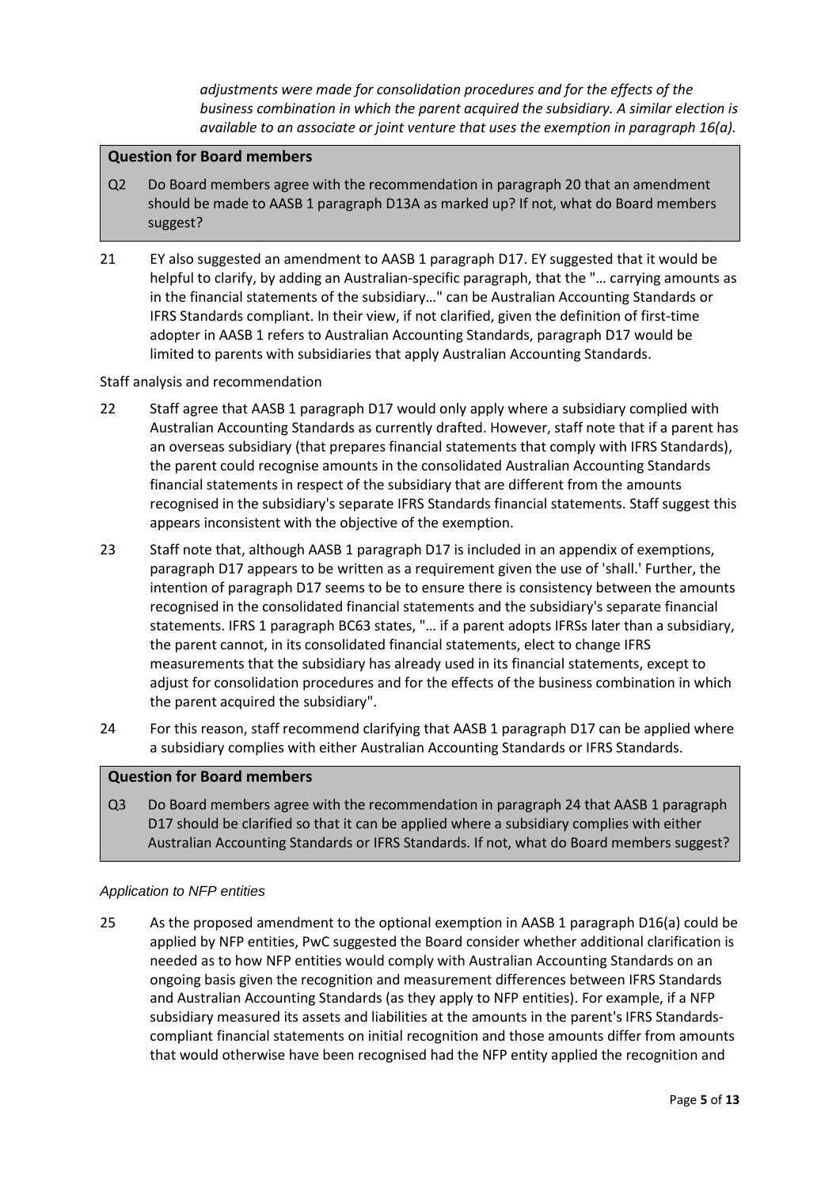*adjustments were made for consolidation procedures and for the effects of the business combination in which the parent acquired the subsidiary. A similar election is available to an associate or joint venture that uses the exemption in paragraph 16(a).*

**Question for Board members**

Q2 Do Board members agree with the recommendation in paragraph 20 that an amendment should be made to AASB 1 paragraph D13A as marked up? If not, what do Board members suggest?

21 EY also suggested an amendment to AASB 1 paragraph D17. EY suggested that it would be helpful to clarify, by adding an Australian-specific paragraph, that the "… carrying amounts as in the financial statements of the subsidiary…" can be Australian Accounting Standards or IFRS Standards compliant. In their view, if not clarified, given the definition of first-time adopter in AASB 1 refers to Australian Accounting Standards, paragraph D17 would be limited to parents with subsidiaries that apply Australian Accounting Standards.

Staff analysis and recommendation

22 Staff agree that AASB 1 paragraph D17 would only apply where a subsidiary complied with Australian Accounting Standards as currently drafted. However, staff note that if a parent has an overseas subsidiary (that prepares financial statements that comply with IFRS Standards), the parent could recognise amounts in the consolidated Australian Accounting Standards financial statements in respect of the subsidiary that are different from the amounts recognised in the subsidiary's separate IFRS Standards financial statements. Staff suggest this appears inconsistent with the objective of the exemption.

23 Staff note that, although AASB 1 paragraph D17 is included in an appendix of exemptions, paragraph D17 appears to be written as a requirement given the use of 'shall.' Further, the intention of paragraph D17 seems to be to ensure there is consistency between the amounts recognised in the consolidated financial statements and the subsidiary's separate financial statements. IFRS 1 paragraph BC63 states, "… if a parent adopts IFRSs later than a subsidiary, the parent cannot, in its consolidated financial statements, elect to change IFRS measurements that the subsidiary has already used in its financial statements, except to adjust for consolidation procedures and for the effects of the business combination in which the parent acquired the subsidiary".

24 For this reason, staff recommend clarifying that AASB 1 paragraph D17 can be applied where a subsidiary complies with either Australian Accounting Standards or IFRS Standards.

**Question for Board members**

Q3 Do Board members agree with the recommendation in paragraph 24 that AASB 1 paragraph D17 should be clarified so that it can be applied where a subsidiary complies with either Australian Accounting Standards or IFRS Standards. If not, what do Board members suggest?

*Application to NFP entities*

25 As the proposed amendment to the optional exemption in AASB 1 paragraph D16(a) could be applied by NFP entities, PwC suggested the Board consider whether additional clarification is needed as to how NFP entities would comply with Australian Accounting Standards on an ongoing basis given the recognition and measurement differences between IFRS Standards and Australian Accounting Standards (as they apply to NFP entities). For example, if a NFP subsidiary measured its assets and liabilities at the amounts in the parent's IFRS Standards-compliant financial statements on initial recognition and those amounts differ from amounts that would otherwise have been recognised had the NFP entity applied the recognition and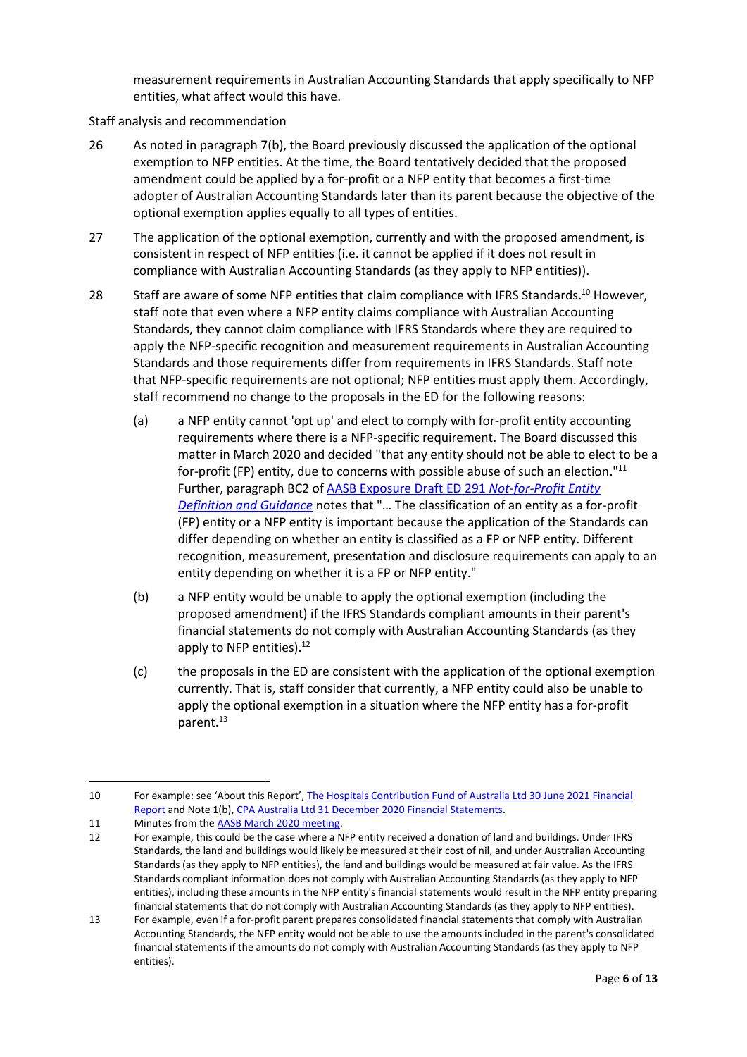measurement requirements in Australian Accounting Standards that apply specifically to NFP entities, what affect would this have.

Staff analysis and recommendation

26 As noted in paragraph 7(b), the Board previously discussed the application of the optional exemption to NFP entities. At the time, the Board tentatively decided that the proposed amendment could be applied by a for-profit or a NFP entity that becomes a first-time adopter of Australian Accounting Standards later than its parent because the objective of the optional exemption applies equally to all types of entities.

27 The application of the optional exemption, currently and with the proposed amendment, is consistent in respect of NFP entities (i.e. it cannot be applied if it does not result in compliance with Australian Accounting Standards (as they apply to NFP entities)).

28 Staff are aware of some NFP entities that claim compliance with IFRS Standards.[10] However, staff note that even where a NFP entity claims compliance with Australian Accounting Standards, they cannot claim compliance with IFRS Standards where they are required to apply the NFP-specific recognition and measurement requirements in Australian Accounting Standards and those requirements differ from requirements in IFRS Standards. Staff note that NFP-specific requirements are not optional; NFP entities must apply them. Accordingly, staff recommend no change to the proposals in the ED for the following reasons:

(a) a NFP entity cannot 'opt up' and elect to comply with for-profit entity accounting requirements where there is a NFP-specific requirement. The Board discussed this matter in March 2020 and decided "that any entity should not be able to elect to be a for-profit (FP) entity, due to concerns with possible abuse of such an election."[11] Further, paragraph BC2 of [AASB Exposure Draft ED 291 *Not-for-Profit Entity Definition and Guidance*]() notes that "… The classification of an entity as a for-profit (FP) entity or a NFP entity is important because the application of the Standards can differ depending on whether an entity is classified as a FP or NFP entity. Different recognition, measurement, presentation and disclosure requirements can apply to an entity depending on whether it is a FP or NFP entity."

(b) a NFP entity would be unable to apply the optional exemption (including the proposed amendment) if the IFRS Standards compliant amounts in their parent's financial statements do not comply with Australian Accounting Standards (as they apply to NFP entities).[12]

(c) the proposals in the ED are consistent with the application of the optional exemption currently. That is, staff consider that currently, a NFP entity could also be unable to apply the optional exemption in a situation where the NFP entity has a for-profit parent.[13]

---

10 For example: see 'About this Report', The Hospitals Contribution Fund of Australia Ltd 30 June 2021 Financial Report and Note 1(b), CPA Australia Ltd 31 December 2020 Financial Statements.

11 Minutes from the AASB March 2020 meeting.

12 For example, this could be the case where a NFP entity received a donation of land and buildings. Under IFRS Standards, the land and buildings would likely be measured at their cost of nil, and under Australian Accounting Standards (as they apply to NFP entities), the land and buildings would be measured at fair value. As the IFRS Standards compliant information does not comply with Australian Accounting Standards (as they apply to NFP entities), including these amounts in the NFP entity's financial statements would result in the NFP entity preparing financial statements that do not comply with Australian Accounting Standards (as they apply to NFP entities).

13 For example, even if a for-profit parent prepares consolidated financial statements that comply with Australian Accounting Standards, the NFP entity would not be able to use the amounts included in the parent's consolidated financial statements if the amounts do not comply with Australian Accounting Standards (as they apply to NFP entities).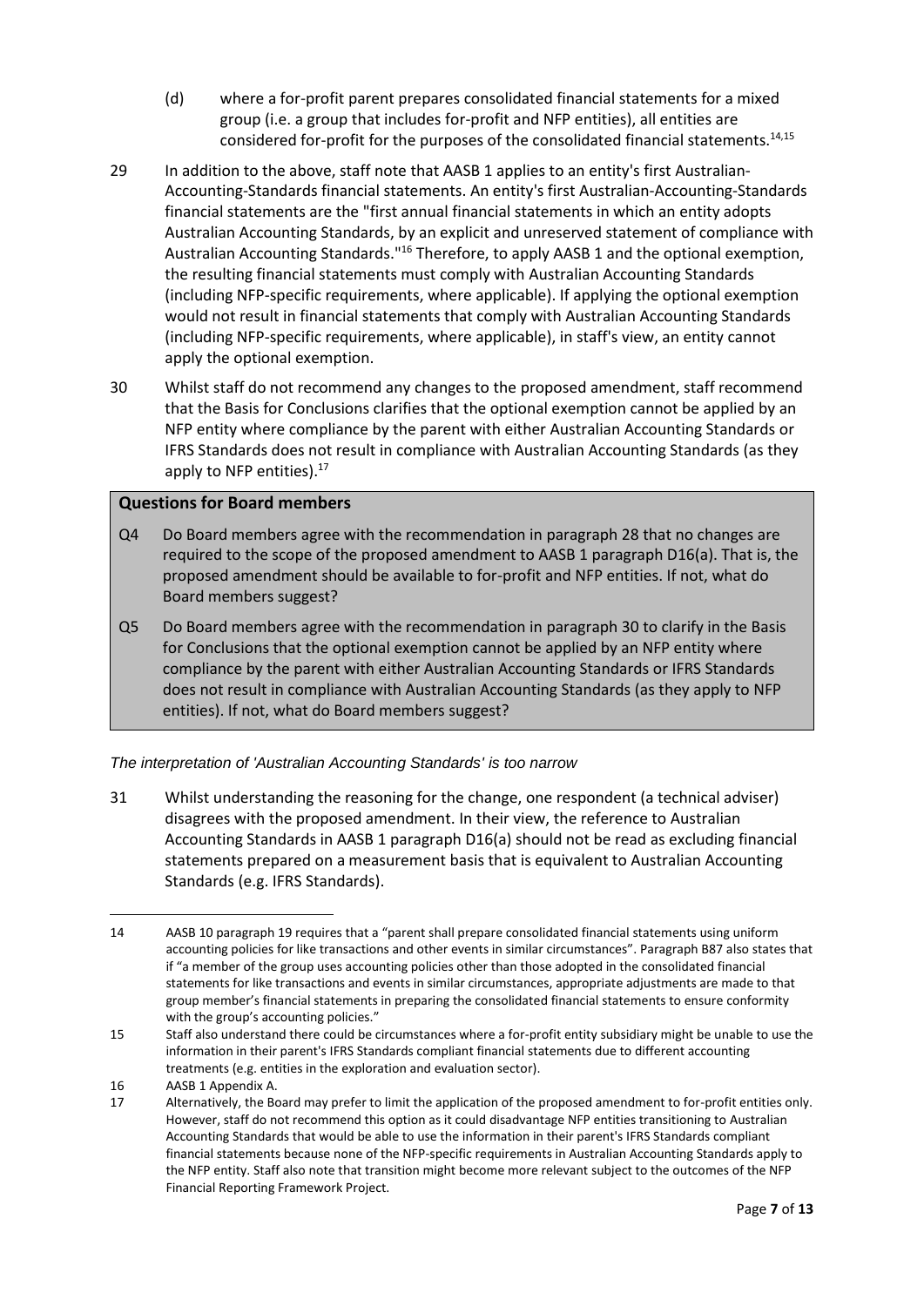(d) where a for-profit parent prepares consolidated financial statements for a mixed group (i.e. a group that includes for-profit and NFP entities), all entities are considered for-profit for the purposes of the consolidated financial statements.[14,15]

29 In addition to the above, staff note that AASB 1 applies to an entity's first Australian-Accounting-Standards financial statements. An entity's first Australian-Accounting-Standards financial statements are the "first annual financial statements in which an entity adopts Australian Accounting Standards, by an explicit and unreserved statement of compliance with Australian Accounting Standards."[16] Therefore, to apply AASB 1 and the optional exemption, the resulting financial statements must comply with Australian Accounting Standards (including NFP-specific requirements, where applicable). If applying the optional exemption would not result in financial statements that comply with Australian Accounting Standards (including NFP-specific requirements, where applicable), in staff's view, an entity cannot apply the optional exemption.

30 Whilst staff do not recommend any changes to the proposed amendment, staff recommend that the Basis for Conclusions clarifies that the optional exemption cannot be applied by an NFP entity where compliance by the parent with either Australian Accounting Standards or IFRS Standards does not result in compliance with Australian Accounting Standards (as they apply to NFP entities).[17]

**Questions for Board members**

Q4 Do Board members agree with the recommendation in paragraph 28 that no changes are required to the scope of the proposed amendment to AASB 1 paragraph D16(a). That is, the proposed amendment should be available to for-profit and NFP entities. If not, what do Board members suggest?

Q5 Do Board members agree with the recommendation in paragraph 30 to clarify in the Basis for Conclusions that the optional exemption cannot be applied by an NFP entity where compliance by the parent with either Australian Accounting Standards or IFRS Standards does not result in compliance with Australian Accounting Standards (as they apply to NFP entities). If not, what do Board members suggest?

*The interpretation of 'Australian Accounting Standards' is too narrow*

31 Whilst understanding the reasoning for the change, one respondent (a technical adviser) disagrees with the proposed amendment. In their view, the reference to Australian Accounting Standards in AASB 1 paragraph D16(a) should not be read as excluding financial statements prepared on a measurement basis that is equivalent to Australian Accounting Standards (e.g. IFRS Standards).

---

14 AASB 10 paragraph 19 requires that a "parent shall prepare consolidated financial statements using uniform accounting policies for like transactions and other events in similar circumstances". Paragraph B87 also states that if "a member of the group uses accounting policies other than those adopted in the consolidated financial statements for like transactions and events in similar circumstances, appropriate adjustments are made to that group member's financial statements in preparing the consolidated financial statements to ensure conformity with the group's accounting policies."

15 Staff also understand there could be circumstances where a for-profit entity subsidiary might be unable to use the information in their parent's IFRS Standards compliant financial statements due to different accounting treatments (e.g. entities in the exploration and evaluation sector).

16 AASB 1 Appendix A.

17 Alternatively, the Board may prefer to limit the application of the proposed amendment to for-profit entities only. However, staff do not recommend this option as it could disadvantage NFP entities transitioning to Australian Accounting Standards that would be able to use the information in their parent's IFRS Standards compliant financial statements because none of the NFP-specific requirements in Australian Accounting Standards apply to the NFP entity. Staff also note that transition might become more relevant subject to the outcomes of the NFP Financial Reporting Framework Project.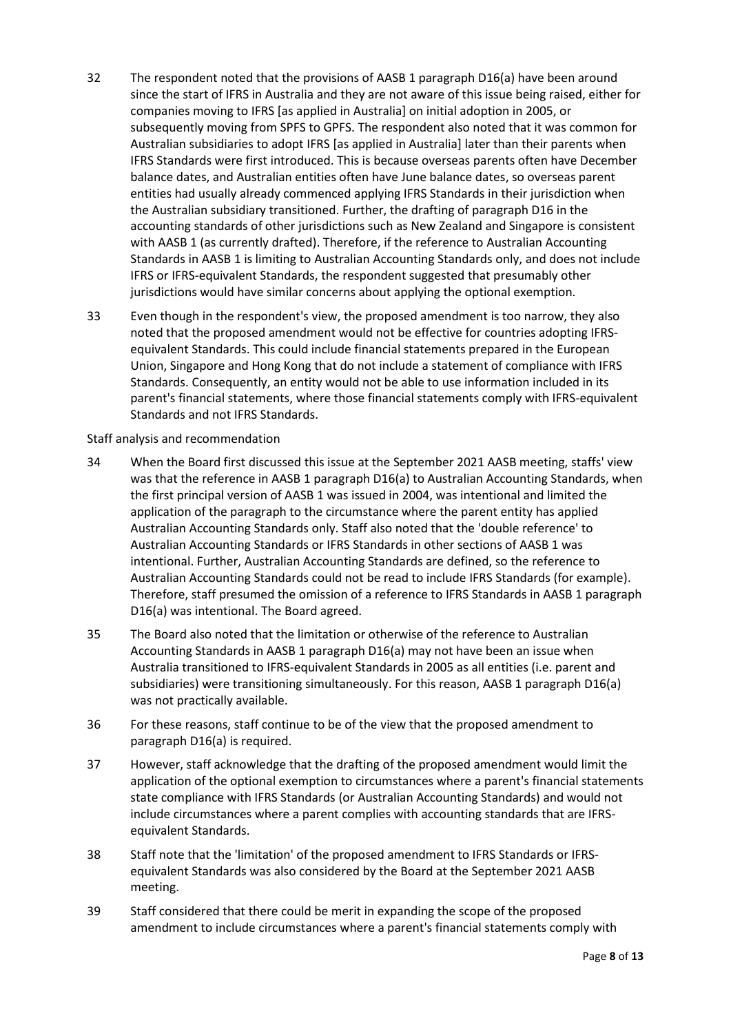32 The respondent noted that the provisions of AASB 1 paragraph D16(a) have been around since the start of IFRS in Australia and they are not aware of this issue being raised, either for companies moving to IFRS [as applied in Australia] on initial adoption in 2005, or subsequently moving from SPFS to GPFS. The respondent also noted that it was common for Australian subsidiaries to adopt IFRS [as applied in Australia] later than their parents when IFRS Standards were first introduced. This is because overseas parents often have December balance dates, and Australian entities often have June balance dates, so overseas parent entities had usually already commenced applying IFRS Standards in their jurisdiction when the Australian subsidiary transitioned. Further, the drafting of paragraph D16 in the accounting standards of other jurisdictions such as New Zealand and Singapore is consistent with AASB 1 (as currently drafted). Therefore, if the reference to Australian Accounting Standards in AASB 1 is limiting to Australian Accounting Standards only, and does not include IFRS or IFRS-equivalent Standards, the respondent suggested that presumably other jurisdictions would have similar concerns about applying the optional exemption.

33 Even though in the respondent's view, the proposed amendment is too narrow, they also noted that the proposed amendment would not be effective for countries adopting IFRS-equivalent Standards. This could include financial statements prepared in the European Union, Singapore and Hong Kong that do not include a statement of compliance with IFRS Standards. Consequently, an entity would not be able to use information included in its parent's financial statements, where those financial statements comply with IFRS-equivalent Standards and not IFRS Standards.

Staff analysis and recommendation

34 When the Board first discussed this issue at the September 2021 AASB meeting, staffs' view was that the reference in AASB 1 paragraph D16(a) to Australian Accounting Standards, when the first principal version of AASB 1 was issued in 2004, was intentional and limited the application of the paragraph to the circumstance where the parent entity has applied Australian Accounting Standards only. Staff also noted that the 'double reference' to Australian Accounting Standards or IFRS Standards in other sections of AASB 1 was intentional. Further, Australian Accounting Standards are defined, so the reference to Australian Accounting Standards could not be read to include IFRS Standards (for example). Therefore, staff presumed the omission of a reference to IFRS Standards in AASB 1 paragraph D16(a) was intentional. The Board agreed.

35 The Board also noted that the limitation or otherwise of the reference to Australian Accounting Standards in AASB 1 paragraph D16(a) may not have been an issue when Australia transitioned to IFRS-equivalent Standards in 2005 as all entities (i.e. parent and subsidiaries) were transitioning simultaneously. For this reason, AASB 1 paragraph D16(a) was not practically available.

36 For these reasons, staff continue to be of the view that the proposed amendment to paragraph D16(a) is required.

37 However, staff acknowledge that the drafting of the proposed amendment would limit the application of the optional exemption to circumstances where a parent's financial statements state compliance with IFRS Standards (or Australian Accounting Standards) and would not include circumstances where a parent complies with accounting standards that are IFRS-equivalent Standards.

38 Staff note that the 'limitation' of the proposed amendment to IFRS Standards or IFRS-equivalent Standards was also considered by the Board at the September 2021 AASB meeting.

39 Staff considered that there could be merit in expanding the scope of the proposed amendment to include circumstances where a parent's financial statements comply with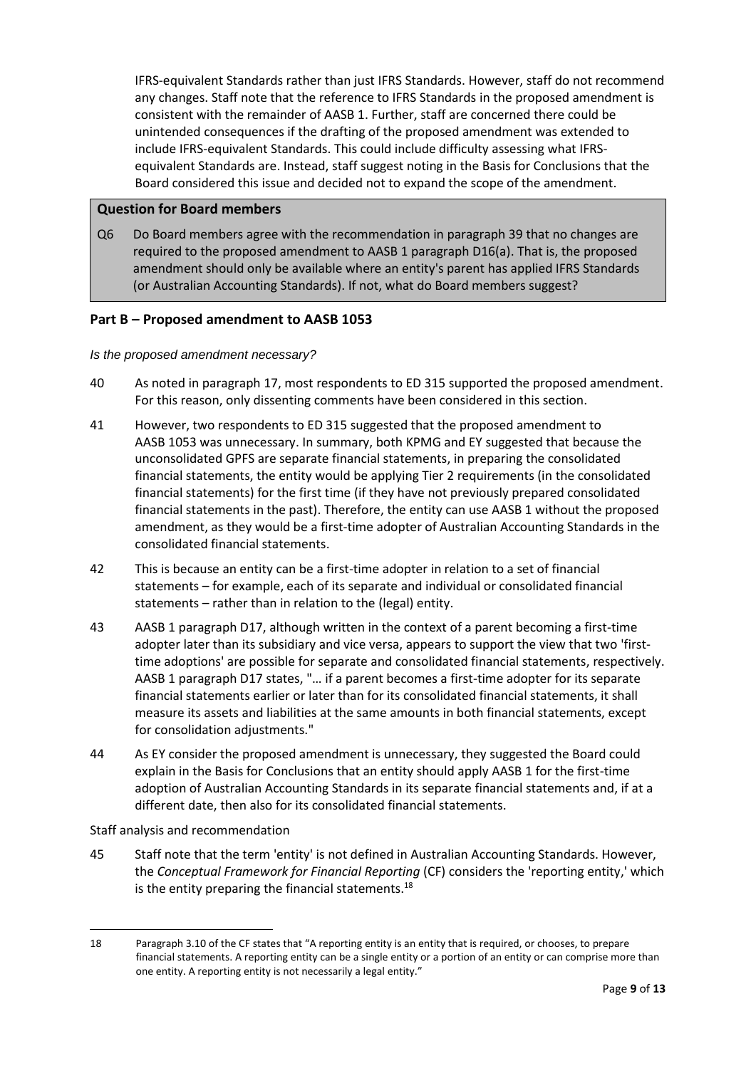IFRS-equivalent Standards rather than just IFRS Standards. However, staff do not recommend any changes. Staff note that the reference to IFRS Standards in the proposed amendment is consistent with the remainder of AASB 1. Further, staff are concerned there could be unintended consequences if the drafting of the proposed amendment was extended to include IFRS-equivalent Standards. This could include difficulty assessing what IFRS-equivalent Standards are. Instead, staff suggest noting in the Basis for Conclusions that the Board considered this issue and decided not to expand the scope of the amendment.

**Question for Board members**

Q6 Do Board members agree with the recommendation in paragraph 39 that no changes are required to the proposed amendment to AASB 1 paragraph D16(a). That is, the proposed amendment should only be available where an entity's parent has applied IFRS Standards (or Australian Accounting Standards). If not, what do Board members suggest?

## Part B – Proposed amendment to AASB 1053

*Is the proposed amendment necessary?*

40 As noted in paragraph 17, most respondents to ED 315 supported the proposed amendment. For this reason, only dissenting comments have been considered in this section.

41 However, two respondents to ED 315 suggested that the proposed amendment to AASB 1053 was unnecessary. In summary, both KPMG and EY suggested that because the unconsolidated GPFS are separate financial statements, in preparing the consolidated financial statements, the entity would be applying Tier 2 requirements (in the consolidated financial statements) for the first time (if they have not previously prepared consolidated financial statements in the past). Therefore, the entity can use AASB 1 without the proposed amendment, as they would be a first-time adopter of Australian Accounting Standards in the consolidated financial statements.

42 This is because an entity can be a first-time adopter in relation to a set of financial statements – for example, each of its separate and individual or consolidated financial statements – rather than in relation to the (legal) entity.

43 AASB 1 paragraph D17, although written in the context of a parent becoming a first-time adopter later than its subsidiary and vice versa, appears to support the view that two 'first-time adoptions' are possible for separate and consolidated financial statements, respectively. AASB 1 paragraph D17 states, "… if a parent becomes a first-time adopter for its separate financial statements earlier or later than for its consolidated financial statements, it shall measure its assets and liabilities at the same amounts in both financial statements, except for consolidation adjustments."

44 As EY consider the proposed amendment is unnecessary, they suggested the Board could explain in the Basis for Conclusions that an entity should apply AASB 1 for the first-time adoption of Australian Accounting Standards in its separate financial statements and, if at a different date, then also for its consolidated financial statements.

Staff analysis and recommendation

45 Staff note that the term 'entity' is not defined in Australian Accounting Standards. However, the *Conceptual Framework for Financial Reporting* (CF) considers the 'reporting entity,' which is the entity preparing the financial statements.[18]

---

18 Paragraph 3.10 of the CF states that "A reporting entity is an entity that is required, or chooses, to prepare financial statements. A reporting entity can be a single entity or a portion of an entity or can comprise more than one entity. A reporting entity is not necessarily a legal entity."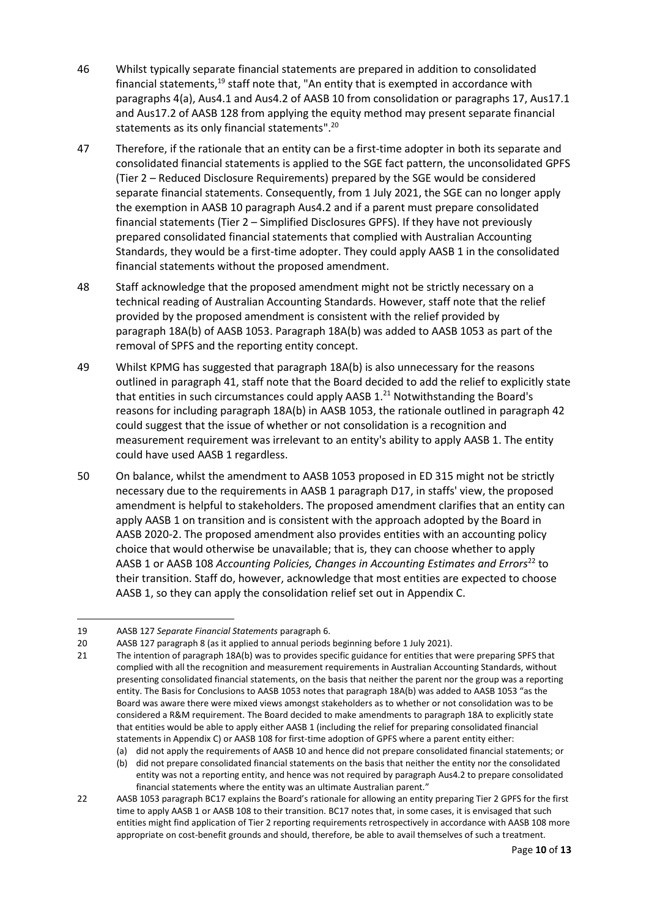46 Whilst typically separate financial statements are prepared in addition to consolidated financial statements,[19] staff note that, "An entity that is exempted in accordance with paragraphs 4(a), Aus4.1 and Aus4.2 of AASB 10 from consolidation or paragraphs 17, Aus17.1 and Aus17.2 of AASB 128 from applying the equity method may present separate financial statements as its only financial statements".[20]

47 Therefore, if the rationale that an entity can be a first-time adopter in both its separate and consolidated financial statements is applied to the SGE fact pattern, the unconsolidated GPFS (Tier 2 – Reduced Disclosure Requirements) prepared by the SGE would be considered separate financial statements. Consequently, from 1 July 2021, the SGE can no longer apply the exemption in AASB 10 paragraph Aus4.2 and if a parent must prepare consolidated financial statements (Tier 2 – Simplified Disclosures GPFS). If they have not previously prepared consolidated financial statements that complied with Australian Accounting Standards, they would be a first-time adopter. They could apply AASB 1 in the consolidated financial statements without the proposed amendment.

48 Staff acknowledge that the proposed amendment might not be strictly necessary on a technical reading of Australian Accounting Standards. However, staff note that the relief provided by the proposed amendment is consistent with the relief provided by paragraph 18A(b) of AASB 1053. Paragraph 18A(b) was added to AASB 1053 as part of the removal of SPFS and the reporting entity concept.

49 Whilst KPMG has suggested that paragraph 18A(b) is also unnecessary for the reasons outlined in paragraph 41, staff note that the Board decided to add the relief to explicitly state that entities in such circumstances could apply AASB 1.[21] Notwithstanding the Board's reasons for including paragraph 18A(b) in AASB 1053, the rationale outlined in paragraph 42 could suggest that the issue of whether or not consolidation is a recognition and measurement requirement was irrelevant to an entity's ability to apply AASB 1. The entity could have used AASB 1 regardless.

50 On balance, whilst the amendment to AASB 1053 proposed in ED 315 might not be strictly necessary due to the requirements in AASB 1 paragraph D17, in staffs' view, the proposed amendment is helpful to stakeholders. The proposed amendment clarifies that an entity can apply AASB 1 on transition and is consistent with the approach adopted by the Board in AASB 2020-2. The proposed amendment also provides entities with an accounting policy choice that would otherwise be unavailable; that is, they can choose whether to apply AASB 1 or AASB 108 *Accounting Policies, Changes in Accounting Estimates and Errors*[22] to their transition. Staff do, however, acknowledge that most entities are expected to choose AASB 1, so they can apply the consolidation relief set out in Appendix C.

---

19 AASB 127 *Separate Financial Statements* paragraph 6.

20 AASB 127 paragraph 8 (as it applied to annual periods beginning before 1 July 2021).

21 The intention of paragraph 18A(b) was to provides specific guidance for entities that were preparing SPFS that complied with all the recognition and measurement requirements in Australian Accounting Standards, without presenting consolidated financial statements, on the basis that neither the parent nor the group was a reporting entity. The Basis for Conclusions to AASB 1053 notes that paragraph 18A(b) was added to AASB 1053 "as the Board was aware there were mixed views amongst stakeholders as to whether or not consolidation was to be considered a R&M requirement. The Board decided to make amendments to paragraph 18A to explicitly state that entities would be able to apply either AASB 1 (including the relief for preparing consolidated financial statements in Appendix C) or AASB 108 for first-time adoption of GPFS where a parent entity either:

(a) did not apply the requirements of AASB 10 and hence did not prepare consolidated financial statements; or

(b) did not prepare consolidated financial statements on the basis that neither the entity nor the consolidated entity was not a reporting entity, and hence was not required by paragraph Aus4.2 to prepare consolidated financial statements where the entity was an ultimate Australian parent."

22 AASB 1053 paragraph BC17 explains the Board's rationale for allowing an entity preparing Tier 2 GPFS for the first time to apply AASB 1 or AASB 108 to their transition. BC17 notes that, in some cases, it is envisaged that such entities might find application of Tier 2 reporting requirements retrospectively in accordance with AASB 108 more appropriate on cost-benefit grounds and should, therefore, be able to avail themselves of such a treatment.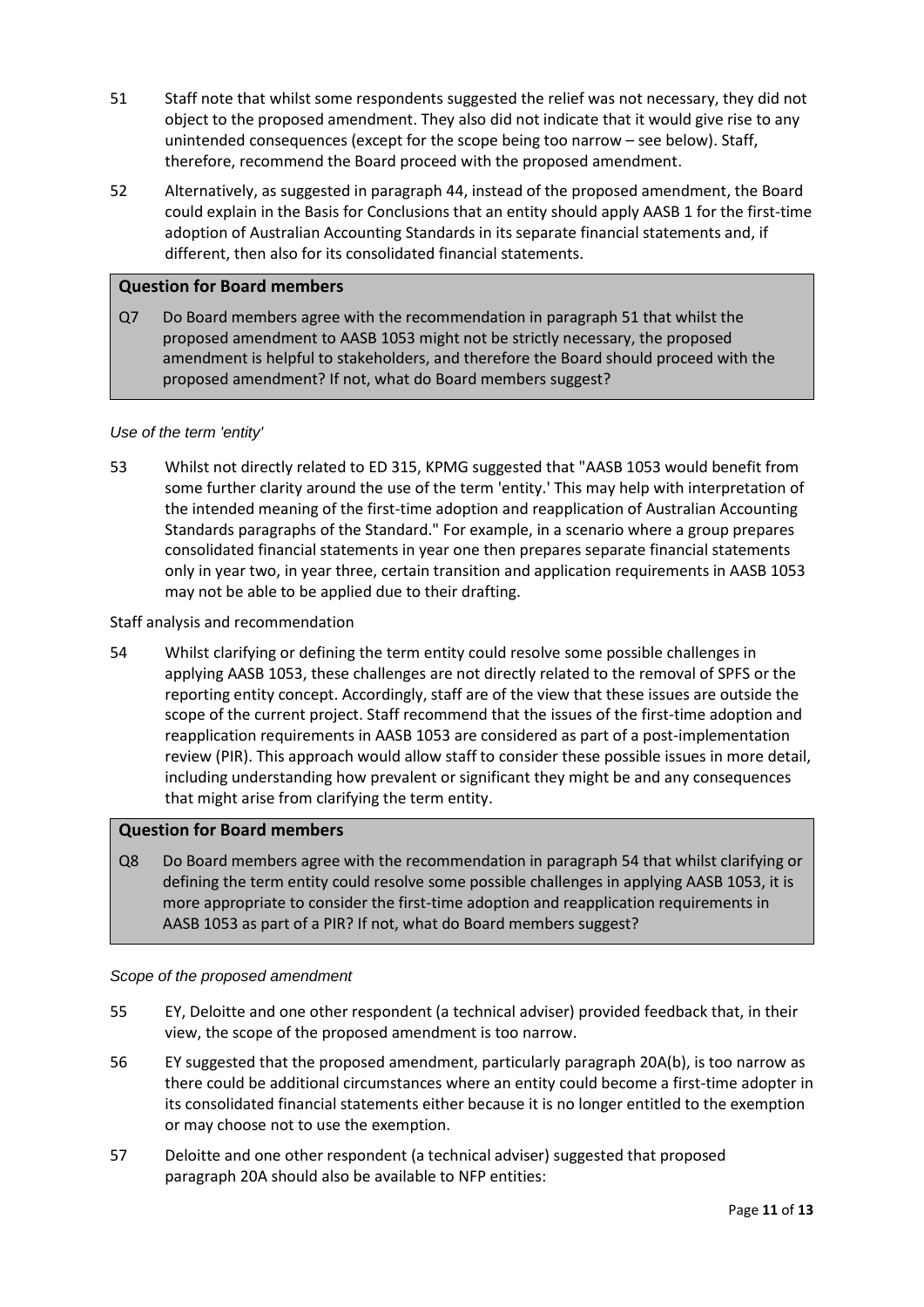51 Staff note that whilst some respondents suggested the relief was not necessary, they did not object to the proposed amendment. They also did not indicate that it would give rise to any unintended consequences (except for the scope being too narrow – see below). Staff, therefore, recommend the Board proceed with the proposed amendment.

52 Alternatively, as suggested in paragraph 44, instead of the proposed amendment, the Board could explain in the Basis for Conclusions that an entity should apply AASB 1 for the first-time adoption of Australian Accounting Standards in its separate financial statements and, if different, then also for its consolidated financial statements.

**Question for Board members**

Q7 Do Board members agree with the recommendation in paragraph 51 that whilst the proposed amendment to AASB 1053 might not be strictly necessary, the proposed amendment is helpful to stakeholders, and therefore the Board should proceed with the proposed amendment? If not, what do Board members suggest?

*Use of the term 'entity'*

53 Whilst not directly related to ED 315, KPMG suggested that "AASB 1053 would benefit from some further clarity around the use of the term 'entity.' This may help with interpretation of the intended meaning of the first-time adoption and reapplication of Australian Accounting Standards paragraphs of the Standard." For example, in a scenario where a group prepares consolidated financial statements in year one then prepares separate financial statements only in year two, in year three, certain transition and application requirements in AASB 1053 may not be able to be applied due to their drafting.

Staff analysis and recommendation

54 Whilst clarifying or defining the term entity could resolve some possible challenges in applying AASB 1053, these challenges are not directly related to the removal of SPFS or the reporting entity concept. Accordingly, staff are of the view that these issues are outside the scope of the current project. Staff recommend that the issues of the first-time adoption and reapplication requirements in AASB 1053 are considered as part of a post-implementation review (PIR). This approach would allow staff to consider these possible issues in more detail, including understanding how prevalent or significant they might be and any consequences that might arise from clarifying the term entity.

**Question for Board members**

Q8 Do Board members agree with the recommendation in paragraph 54 that whilst clarifying or defining the term entity could resolve some possible challenges in applying AASB 1053, it is more appropriate to consider the first-time adoption and reapplication requirements in AASB 1053 as part of a PIR? If not, what do Board members suggest?

*Scope of the proposed amendment*

55 EY, Deloitte and one other respondent (a technical adviser) provided feedback that, in their view, the scope of the proposed amendment is too narrow.

56 EY suggested that the proposed amendment, particularly paragraph 20A(b), is too narrow as there could be additional circumstances where an entity could become a first-time adopter in its consolidated financial statements either because it is no longer entitled to the exemption or may choose not to use the exemption.

57 Deloitte and one other respondent (a technical adviser) suggested that proposed paragraph 20A should also be available to NFP entities: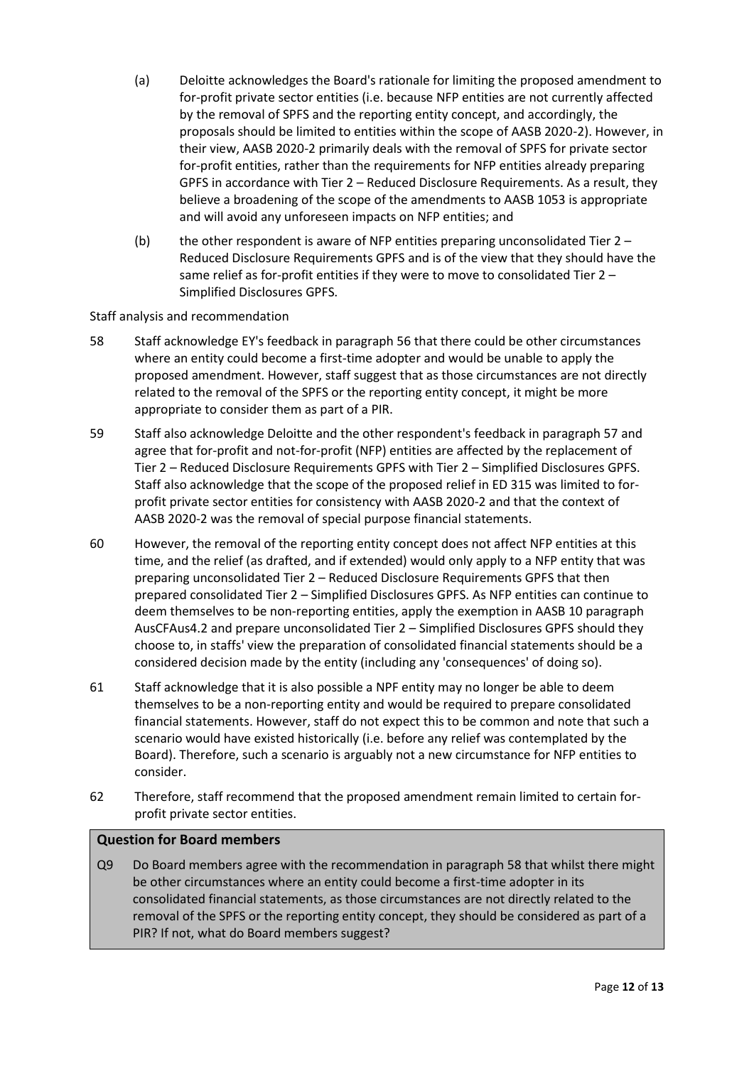(a) Deloitte acknowledges the Board's rationale for limiting the proposed amendment to for-profit private sector entities (i.e. because NFP entities are not currently affected by the removal of SPFS and the reporting entity concept, and accordingly, the proposals should be limited to entities within the scope of AASB 2020-2). However, in their view, AASB 2020-2 primarily deals with the removal of SPFS for private sector for-profit entities, rather than the requirements for NFP entities already preparing GPFS in accordance with Tier 2 – Reduced Disclosure Requirements. As a result, they believe a broadening of the scope of the amendments to AASB 1053 is appropriate and will avoid any unforeseen impacts on NFP entities; and

(b) the other respondent is aware of NFP entities preparing unconsolidated Tier 2 – Reduced Disclosure Requirements GPFS and is of the view that they should have the same relief as for-profit entities if they were to move to consolidated Tier 2 – Simplified Disclosures GPFS.

Staff analysis and recommendation

58 Staff acknowledge EY's feedback in paragraph 56 that there could be other circumstances where an entity could become a first-time adopter and would be unable to apply the proposed amendment. However, staff suggest that as those circumstances are not directly related to the removal of the SPFS or the reporting entity concept, it might be more appropriate to consider them as part of a PIR.

59 Staff also acknowledge Deloitte and the other respondent's feedback in paragraph 57 and agree that for-profit and not-for-profit (NFP) entities are affected by the replacement of Tier 2 – Reduced Disclosure Requirements GPFS with Tier 2 – Simplified Disclosures GPFS. Staff also acknowledge that the scope of the proposed relief in ED 315 was limited to for-profit private sector entities for consistency with AASB 2020-2 and that the context of AASB 2020-2 was the removal of special purpose financial statements.

60 However, the removal of the reporting entity concept does not affect NFP entities at this time, and the relief (as drafted, and if extended) would only apply to a NFP entity that was preparing unconsolidated Tier 2 – Reduced Disclosure Requirements GPFS that then prepared consolidated Tier 2 – Simplified Disclosures GPFS. As NFP entities can continue to deem themselves to be non-reporting entities, apply the exemption in AASB 10 paragraph AusCFAus4.2 and prepare unconsolidated Tier 2 – Simplified Disclosures GPFS should they choose to, in staffs' view the preparation of consolidated financial statements should be a considered decision made by the entity (including any 'consequences' of doing so).

61 Staff acknowledge that it is also possible a NPF entity may no longer be able to deem themselves to be a non-reporting entity and would be required to prepare consolidated financial statements. However, staff do not expect this to be common and note that such a scenario would have existed historically (i.e. before any relief was contemplated by the Board). Therefore, such a scenario is arguably not a new circumstance for NFP entities to consider.

62 Therefore, staff recommend that the proposed amendment remain limited to certain for-profit private sector entities.

**Question for Board members**

Q9 Do Board members agree with the recommendation in paragraph 58 that whilst there might be other circumstances where an entity could become a first-time adopter in its consolidated financial statements, as those circumstances are not directly related to the removal of the SPFS or the reporting entity concept, they should be considered as part of a PIR? If not, what do Board members suggest?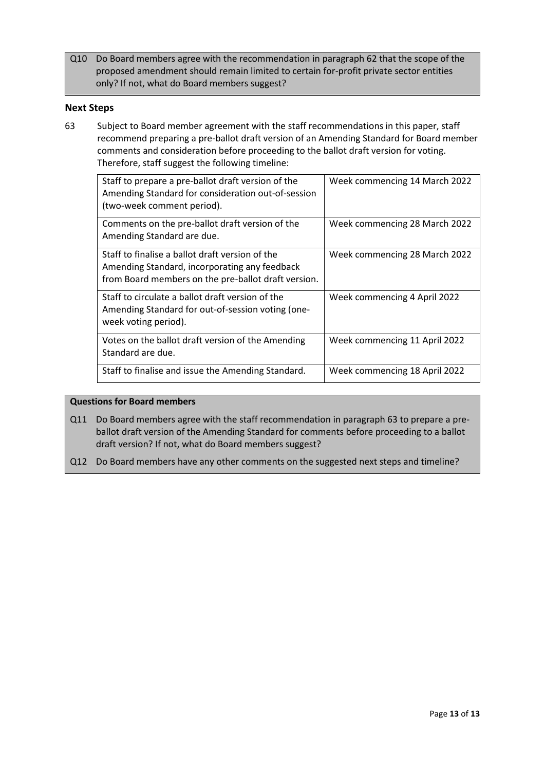Q10 Do Board members agree with the recommendation in paragraph 62 that the scope of the proposed amendment should remain limited to certain for-profit private sector entities only? If not, what do Board members suggest?

## Next Steps

63 Subject to Board member agreement with the staff recommendations in this paper, staff recommend preparing a pre-ballot draft version of an Amending Standard for Board member comments and consideration before proceeding to the ballot draft version for voting. Therefore, staff suggest the following timeline:

| | |
|---|---|
| Staff to prepare a pre-ballot draft version of the Amending Standard for consideration out-of-session (two-week comment period). | Week commencing 14 March 2022 |
| Comments on the pre-ballot draft version of the Amending Standard are due. | Week commencing 28 March 2022 |
| Staff to finalise a ballot draft version of the Amending Standard, incorporating any feedback from Board members on the pre-ballot draft version. | Week commencing 28 March 2022 |
| Staff to circulate a ballot draft version of the Amending Standard for out-of-session voting (one-week voting period). | Week commencing 4 April 2022 |
| Votes on the ballot draft version of the Amending Standard are due. | Week commencing 11 April 2022 |
| Staff to finalise and issue the Amending Standard. | Week commencing 18 April 2022 |

**Questions for Board members**

Q11 Do Board members agree with the staff recommendation in paragraph 63 to prepare a pre-ballot draft version of the Amending Standard for comments before proceeding to a ballot draft version? If not, what do Board members suggest?

Q12 Do Board members have any other comments on the suggested next steps and timeline?